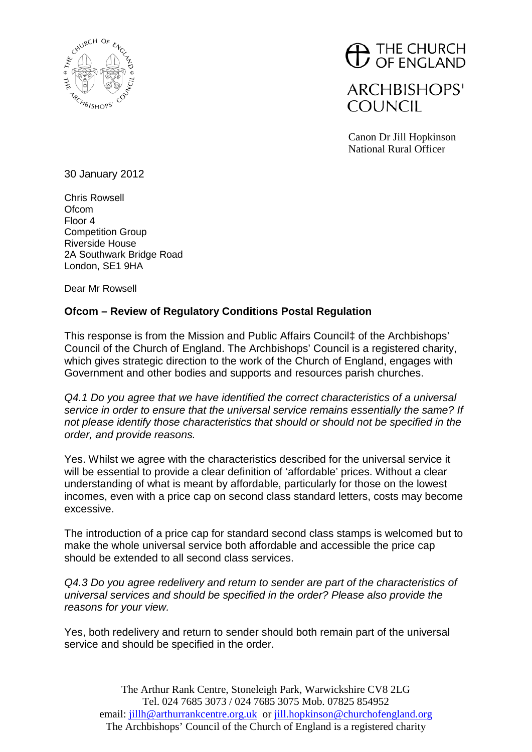THE CHURCH OF ENGLAND

ARCHBISHOPS' COUNCIL

Canon Dr Jill Hopkinson
National Rural Officer

30 January 2012

Chris Rowsell
Ofcom
Floor 4
Competition Group
Riverside House
2A Southwark Bridge Road
London, SE1 9HA

Dear Mr Rowsell

**Ofcom – Review of Regulatory Conditions Postal Regulation**

This response is from the Mission and Public Affairs Council‡ of the Archbishops' Council of the Church of England. The Archbishops' Council is a registered charity, which gives strategic direction to the work of the Church of England, engages with Government and other bodies and supports and resources parish churches.

*Q4.1 Do you agree that we have identified the correct characteristics of a universal service in order to ensure that the universal service remains essentially the same? If not please identify those characteristics that should or should not be specified in the order, and provide reasons.*

Yes. Whilst we agree with the characteristics described for the universal service it will be essential to provide a clear definition of 'affordable' prices. Without a clear understanding of what is meant by affordable, particularly for those on the lowest incomes, even with a price cap on second class standard letters, costs may become excessive.

The introduction of a price cap for standard second class stamps is welcomed but to make the whole universal service both affordable and accessible the price cap should be extended to all second class services.

*Q4.3 Do you agree redelivery and return to sender are part of the characteristics of universal services and should be specified in the order? Please also provide the reasons for your view.*

Yes, both redelivery and return to sender should both remain part of the universal service and should be specified in the order.

The Arthur Rank Centre, Stoneleigh Park, Warwickshire CV8 2LG
Tel. 024 7685 3073 / 024 7685 3075 Mob. 07825 854952
email: jillh@arthurrankcentre.org.uk or jill.hopkinson@churchofengland.org
The Archbishops' Council of the Church of England is a registered charity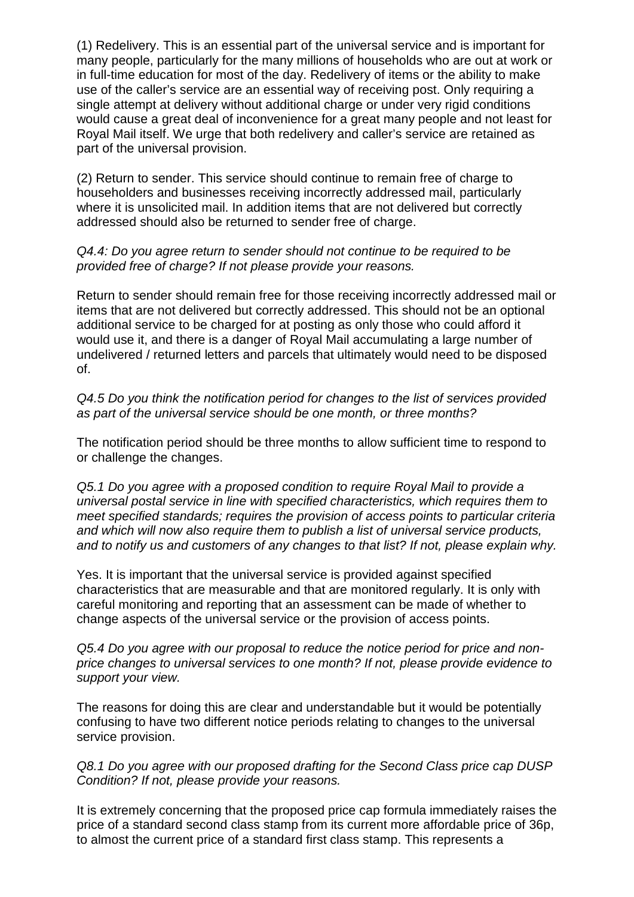(1) Redelivery. This is an essential part of the universal service and is important for many people, particularly for the many millions of households who are out at work or in full-time education for most of the day. Redelivery of items or the ability to make use of the caller's service are an essential way of receiving post. Only requiring a single attempt at delivery without additional charge or under very rigid conditions would cause a great deal of inconvenience for a great many people and not least for Royal Mail itself. We urge that both redelivery and caller's service are retained as part of the universal provision.

(2) Return to sender. This service should continue to remain free of charge to householders and businesses receiving incorrectly addressed mail, particularly where it is unsolicited mail. In addition items that are not delivered but correctly addressed should also be returned to sender free of charge.

*Q4.4: Do you agree return to sender should not continue to be required to be provided free of charge? If not please provide your reasons.*

Return to sender should remain free for those receiving incorrectly addressed mail or items that are not delivered but correctly addressed. This should not be an optional additional service to be charged for at posting as only those who could afford it would use it, and there is a danger of Royal Mail accumulating a large number of undelivered / returned letters and parcels that ultimately would need to be disposed of.

*Q4.5 Do you think the notification period for changes to the list of services provided as part of the universal service should be one month, or three months?*

The notification period should be three months to allow sufficient time to respond to or challenge the changes.

*Q5.1 Do you agree with a proposed condition to require Royal Mail to provide a universal postal service in line with specified characteristics, which requires them to meet specified standards; requires the provision of access points to particular criteria and which will now also require them to publish a list of universal service products, and to notify us and customers of any changes to that list? If not, please explain why.*

Yes. It is important that the universal service is provided against specified characteristics that are measurable and that are monitored regularly. It is only with careful monitoring and reporting that an assessment can be made of whether to change aspects of the universal service or the provision of access points.

*Q5.4 Do you agree with our proposal to reduce the notice period for price and non-price changes to universal services to one month? If not, please provide evidence to support your view.*

The reasons for doing this are clear and understandable but it would be potentially confusing to have two different notice periods relating to changes to the universal service provision.

*Q8.1 Do you agree with our proposed drafting for the Second Class price cap DUSP Condition? If not, please provide your reasons.*

It is extremely concerning that the proposed price cap formula immediately raises the price of a standard second class stamp from its current more affordable price of 36p, to almost the current price of a standard first class stamp. This represents a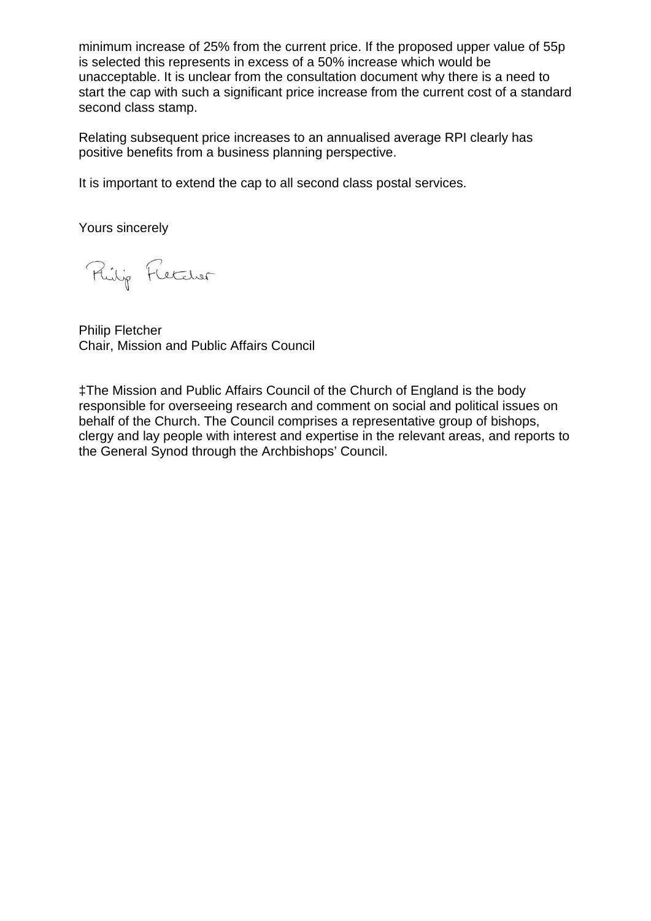minimum increase of 25% from the current price. If the proposed upper value of 55p is selected this represents in excess of a 50% increase which would be unacceptable. It is unclear from the consultation document why there is a need to start the cap with such a significant price increase from the current cost of a standard second class stamp.

Relating subsequent price increases to an annualised average RPI clearly has positive benefits from a business planning perspective.

It is important to extend the cap to all second class postal services.

Yours sincerely

Philip Fletcher

Philip Fletcher
Chair, Mission and Public Affairs Council

‡The Mission and Public Affairs Council of the Church of England is the body responsible for overseeing research and comment on social and political issues on behalf of the Church. The Council comprises a representative group of bishops, clergy and lay people with interest and expertise in the relevant areas, and reports to the General Synod through the Archbishops' Council.